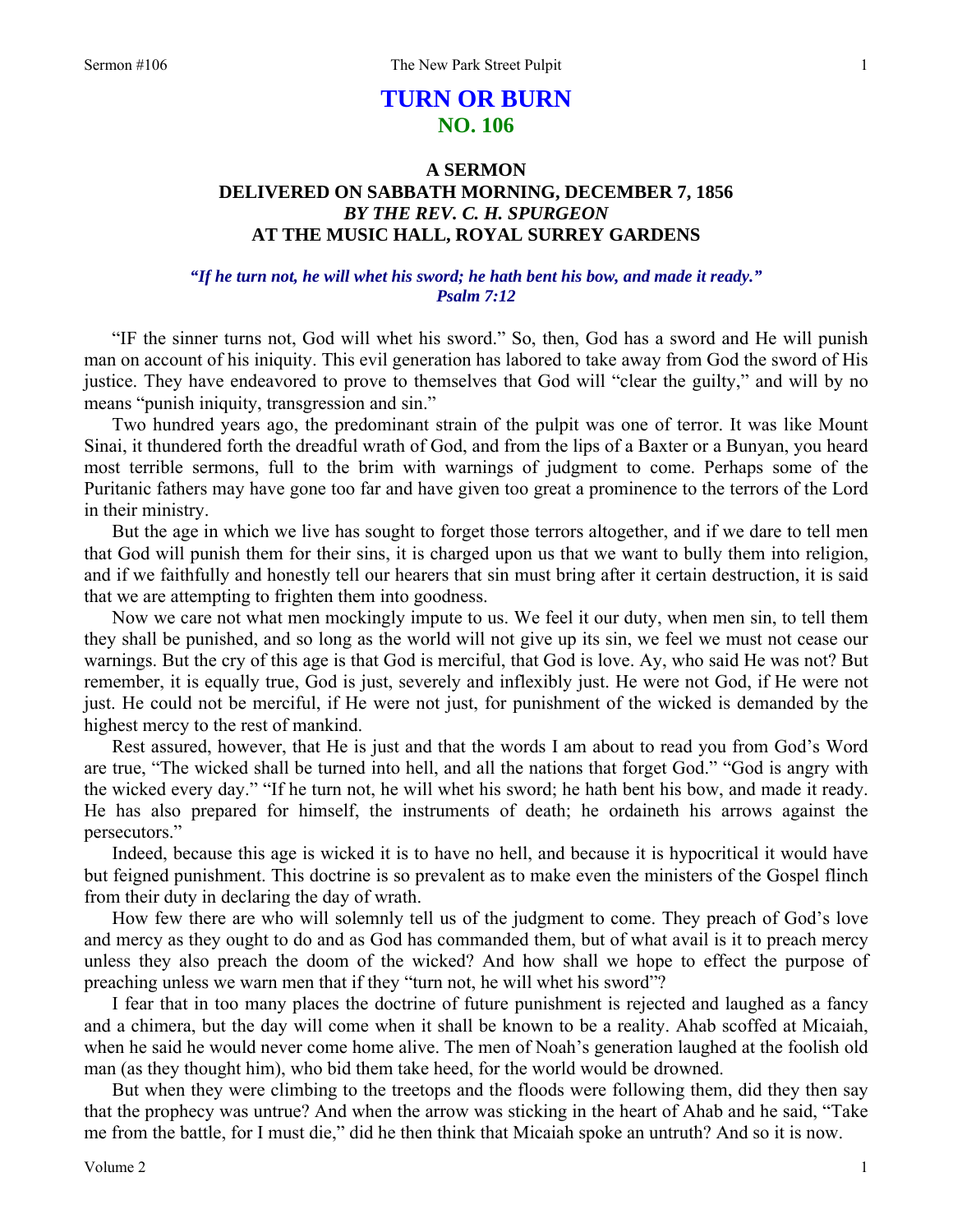# TURN OR BURN
## NO. 106

### A SERMON
### DELIVERED ON SABBATH MORNING, DECEMBER 7, 1856
### *BY THE REV. C. H. SPURGEON*
### AT THE MUSIC HALL, ROYAL SURREY GARDENS

***"If he turn not, he will whet his sword; he hath bent his bow, and made it ready."***
***Psalm 7:12***

"IF the sinner turns not, God will whet his sword." So, then, God has a sword and He will punish man on account of his iniquity. This evil generation has labored to take away from God the sword of His justice. They have endeavored to prove to themselves that God will "clear the guilty," and will by no means "punish iniquity, transgression and sin."

Two hundred years ago, the predominant strain of the pulpit was one of terror. It was like Mount Sinai, it thundered forth the dreadful wrath of God, and from the lips of a Baxter or a Bunyan, you heard most terrible sermons, full to the brim with warnings of judgment to come. Perhaps some of the Puritanic fathers may have gone too far and have given too great a prominence to the terrors of the Lord in their ministry.

But the age in which we live has sought to forget those terrors altogether, and if we dare to tell men that God will punish them for their sins, it is charged upon us that we want to bully them into religion, and if we faithfully and honestly tell our hearers that sin must bring after it certain destruction, it is said that we are attempting to frighten them into goodness.

Now we care not what men mockingly impute to us. We feel it our duty, when men sin, to tell them they shall be punished, and so long as the world will not give up its sin, we feel we must not cease our warnings. But the cry of this age is that God is merciful, that God is love. Ay, who said He was not? But remember, it is equally true, God is just, severely and inflexibly just. He were not God, if He were not just. He could not be merciful, if He were not just, for punishment of the wicked is demanded by the highest mercy to the rest of mankind.

Rest assured, however, that He is just and that the words I am about to read you from God's Word are true, "The wicked shall be turned into hell, and all the nations that forget God." "God is angry with the wicked every day." "If he turn not, he will whet his sword; he hath bent his bow, and made it ready. He has also prepared for himself, the instruments of death; he ordaineth his arrows against the persecutors."

Indeed, because this age is wicked it is to have no hell, and because it is hypocritical it would have but feigned punishment. This doctrine is so prevalent as to make even the ministers of the Gospel flinch from their duty in declaring the day of wrath.

How few there are who will solemnly tell us of the judgment to come. They preach of God's love and mercy as they ought to do and as God has commanded them, but of what avail is it to preach mercy unless they also preach the doom of the wicked? And how shall we hope to effect the purpose of preaching unless we warn men that if they "turn not, he will whet his sword"?

I fear that in too many places the doctrine of future punishment is rejected and laughed as a fancy and a chimera, but the day will come when it shall be known to be a reality. Ahab scoffed at Micaiah, when he said he would never come home alive. The men of Noah's generation laughed at the foolish old man (as they thought him), who bid them take heed, for the world would be drowned.

But when they were climbing to the treetops and the floods were following them, did they then say that the prophecy was untrue? And when the arrow was sticking in the heart of Ahab and he said, "Take me from the battle, for I must die," did he then think that Micaiah spoke an untruth? And so it is now.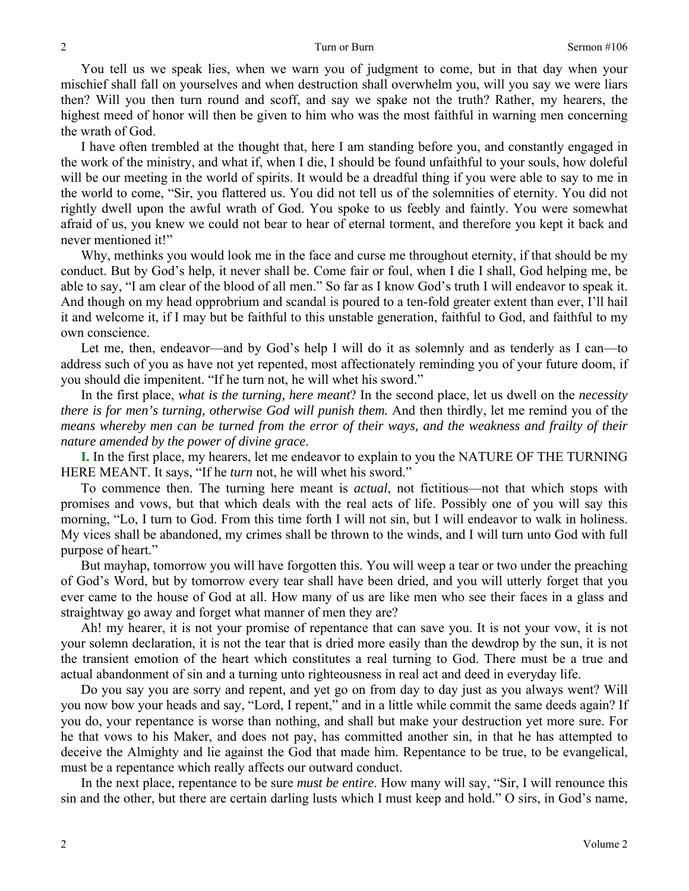You tell us we speak lies, when we warn you of judgment to come, but in that day when your mischief shall fall on yourselves and when destruction shall overwhelm you, will you say we were liars then? Will you then turn round and scoff, and say we spake not the truth? Rather, my hearers, the highest meed of honor will then be given to him who was the most faithful in warning men concerning the wrath of God.

I have often trembled at the thought that, here I am standing before you, and constantly engaged in the work of the ministry, and what if, when I die, I should be found unfaithful to your souls, how doleful will be our meeting in the world of spirits. It would be a dreadful thing if you were able to say to me in the world to come, "Sir, you flattered us. You did not tell us of the solemnities of eternity. You did not rightly dwell upon the awful wrath of God. You spoke to us feebly and faintly. You were somewhat afraid of us, you knew we could not bear to hear of eternal torment, and therefore you kept it back and never mentioned it!"

Why, methinks you would look me in the face and curse me throughout eternity, if that should be my conduct. But by God's help, it never shall be. Come fair or foul, when I die I shall, God helping me, be able to say, "I am clear of the blood of all men." So far as I know God's truth I will endeavor to speak it. And though on my head opprobrium and scandal is poured to a ten-fold greater extent than ever, I'll hail it and welcome it, if I may but be faithful to this unstable generation, faithful to God, and faithful to my own conscience.

Let me, then, endeavor—and by God's help I will do it as solemnly and as tenderly as I can—to address such of you as have not yet repented, most affectionately reminding you of your future doom, if you should die impenitent. "If he turn not, he will whet his sword."

In the first place, *what is the turning, here meant*? In the second place, let us dwell on the *necessity there is for men's turning, otherwise God will punish them.* And then thirdly, let me remind you of the *means whereby men can be turned from the error of their ways, and the weakness and frailty of their nature amended by the power of divine grace*.

**I.** In the first place, my hearers, let me endeavor to explain to you the NATURE OF THE TURNING HERE MEANT. It says, "If he *turn* not, he will whet his sword."

To commence then. The turning here meant is *actual*, not fictitious—not that which stops with promises and vows, but that which deals with the real acts of life. Possibly one of you will say this morning, "Lo, I turn to God. From this time forth I will not sin, but I will endeavor to walk in holiness. My vices shall be abandoned, my crimes shall be thrown to the winds, and I will turn unto God with full purpose of heart."

But mayhap, tomorrow you will have forgotten this. You will weep a tear or two under the preaching of God's Word, but by tomorrow every tear shall have been dried, and you will utterly forget that you ever came to the house of God at all. How many of us are like men who see their faces in a glass and straightway go away and forget what manner of men they are?

Ah! my hearer, it is not your promise of repentance that can save you. It is not your vow, it is not your solemn declaration, it is not the tear that is dried more easily than the dewdrop by the sun, it is not the transient emotion of the heart which constitutes a real turning to God. There must be a true and actual abandonment of sin and a turning unto righteousness in real act and deed in everyday life.

Do you say you are sorry and repent, and yet go on from day to day just as you always went? Will you now bow your heads and say, "Lord, I repent," and in a little while commit the same deeds again? If you do, your repentance is worse than nothing, and shall but make your destruction yet more sure. For he that vows to his Maker, and does not pay, has committed another sin, in that he has attempted to deceive the Almighty and lie against the God that made him. Repentance to be true, to be evangelical, must be a repentance which really affects our outward conduct.

In the next place, repentance to be sure *must be entire*. How many will say, "Sir, I will renounce this sin and the other, but there are certain darling lusts which I must keep and hold." O sirs, in God's name,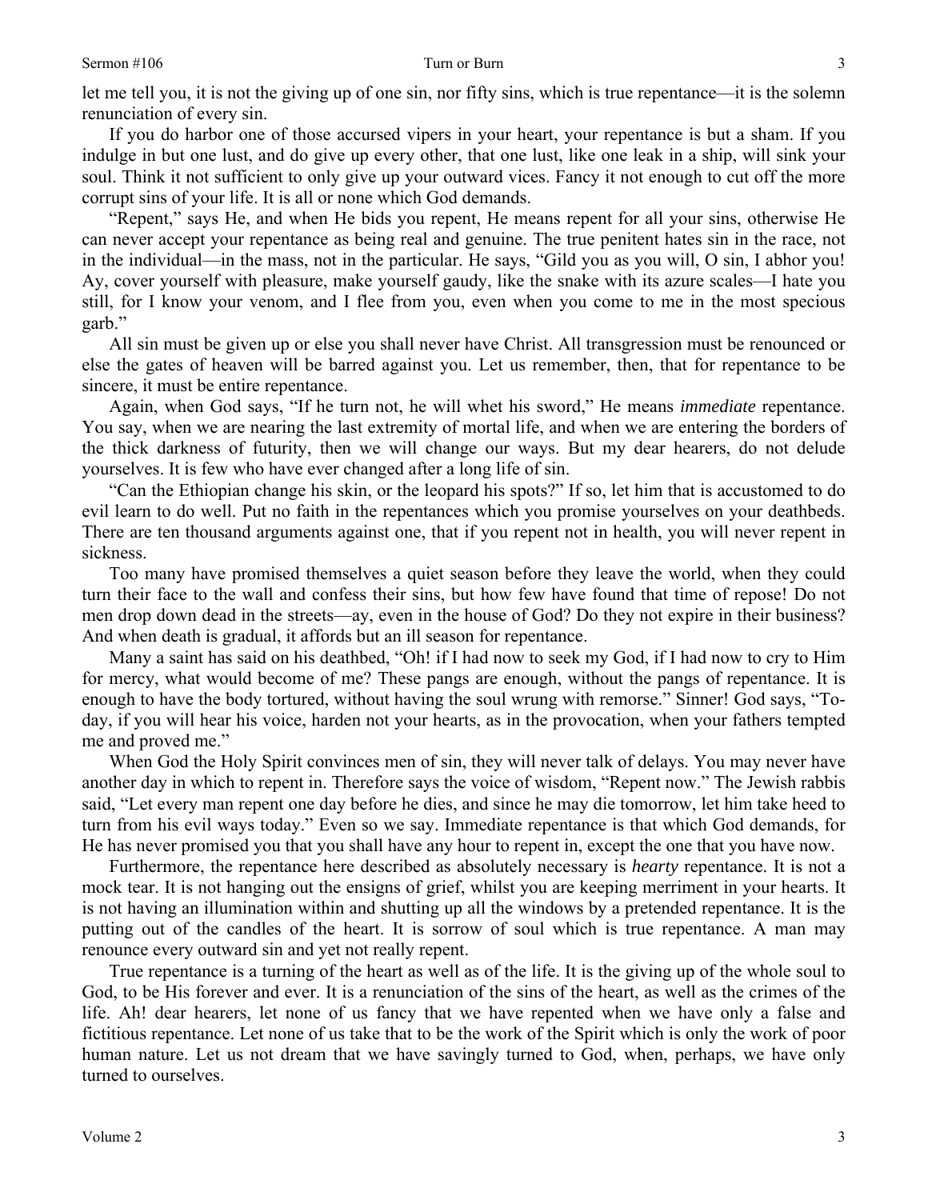let me tell you, it is not the giving up of one sin, nor fifty sins, which is true repentance—it is the solemn renunciation of every sin.

If you do harbor one of those accursed vipers in your heart, your repentance is but a sham. If you indulge in but one lust, and do give up every other, that one lust, like one leak in a ship, will sink your soul. Think it not sufficient to only give up your outward vices. Fancy it not enough to cut off the more corrupt sins of your life. It is all or none which God demands.

"Repent," says He, and when He bids you repent, He means repent for all your sins, otherwise He can never accept your repentance as being real and genuine. The true penitent hates sin in the race, not in the individual—in the mass, not in the particular. He says, "Gild you as you will, O sin, I abhor you! Ay, cover yourself with pleasure, make yourself gaudy, like the snake with its azure scales—I hate you still, for I know your venom, and I flee from you, even when you come to me in the most specious garb."

All sin must be given up or else you shall never have Christ. All transgression must be renounced or else the gates of heaven will be barred against you. Let us remember, then, that for repentance to be sincere, it must be entire repentance.

Again, when God says, "If he turn not, he will whet his sword," He means *immediate* repentance. You say, when we are nearing the last extremity of mortal life, and when we are entering the borders of the thick darkness of futurity, then we will change our ways. But my dear hearers, do not delude yourselves. It is few who have ever changed after a long life of sin.

"Can the Ethiopian change his skin, or the leopard his spots?" If so, let him that is accustomed to do evil learn to do well. Put no faith in the repentances which you promise yourselves on your deathbeds. There are ten thousand arguments against one, that if you repent not in health, you will never repent in sickness.

Too many have promised themselves a quiet season before they leave the world, when they could turn their face to the wall and confess their sins, but how few have found that time of repose! Do not men drop down dead in the streets—ay, even in the house of God? Do they not expire in their business? And when death is gradual, it affords but an ill season for repentance.

Many a saint has said on his deathbed, "Oh! if I had now to seek my God, if I had now to cry to Him for mercy, what would become of me? These pangs are enough, without the pangs of repentance. It is enough to have the body tortured, without having the soul wrung with remorse." Sinner! God says, "To-day, if you will hear his voice, harden not your hearts, as in the provocation, when your fathers tempted me and proved me."

When God the Holy Spirit convinces men of sin, they will never talk of delays. You may never have another day in which to repent in. Therefore says the voice of wisdom, "Repent now." The Jewish rabbis said, "Let every man repent one day before he dies, and since he may die tomorrow, let him take heed to turn from his evil ways today." Even so we say. Immediate repentance is that which God demands, for He has never promised you that you shall have any hour to repent in, except the one that you have now.

Furthermore, the repentance here described as absolutely necessary is *hearty* repentance. It is not a mock tear. It is not hanging out the ensigns of grief, whilst you are keeping merriment in your hearts. It is not having an illumination within and shutting up all the windows by a pretended repentance. It is the putting out of the candles of the heart. It is sorrow of soul which is true repentance. A man may renounce every outward sin and yet not really repent.

True repentance is a turning of the heart as well as of the life. It is the giving up of the whole soul to God, to be His forever and ever. It is a renunciation of the sins of the heart, as well as the crimes of the life. Ah! dear hearers, let none of us fancy that we have repented when we have only a false and fictitious repentance. Let none of us take that to be the work of the Spirit which is only the work of poor human nature. Let us not dream that we have savingly turned to God, when, perhaps, we have only turned to ourselves.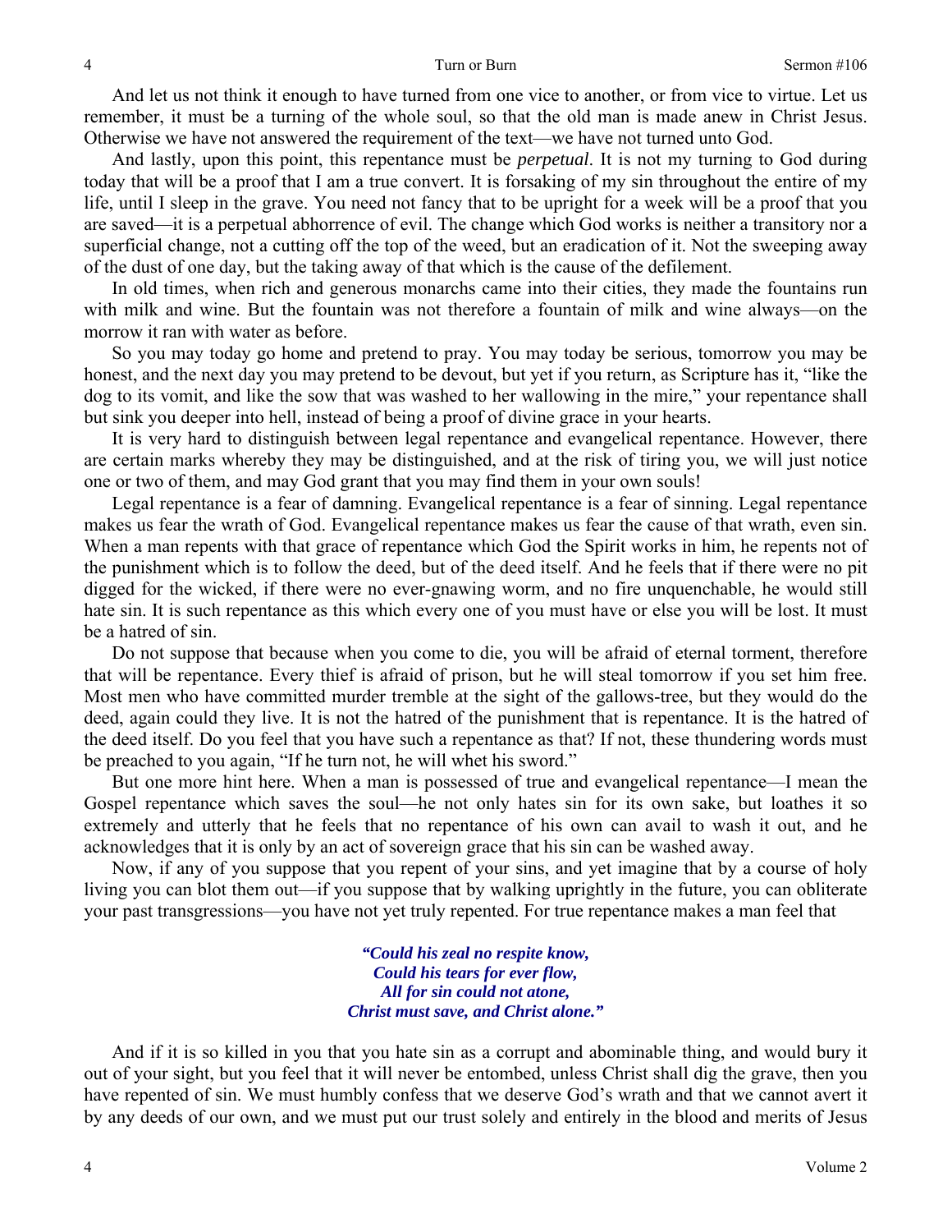And let us not think it enough to have turned from one vice to another, or from vice to virtue. Let us remember, it must be a turning of the whole soul, so that the old man is made anew in Christ Jesus. Otherwise we have not answered the requirement of the text—we have not turned unto God.

And lastly, upon this point, this repentance must be *perpetual*. It is not my turning to God during today that will be a proof that I am a true convert. It is forsaking of my sin throughout the entire of my life, until I sleep in the grave. You need not fancy that to be upright for a week will be a proof that you are saved—it is a perpetual abhorrence of evil. The change which God works is neither a transitory nor a superficial change, not a cutting off the top of the weed, but an eradication of it. Not the sweeping away of the dust of one day, but the taking away of that which is the cause of the defilement.

In old times, when rich and generous monarchs came into their cities, they made the fountains run with milk and wine. But the fountain was not therefore a fountain of milk and wine always—on the morrow it ran with water as before.

So you may today go home and pretend to pray. You may today be serious, tomorrow you may be honest, and the next day you may pretend to be devout, but yet if you return, as Scripture has it, "like the dog to its vomit, and like the sow that was washed to her wallowing in the mire," your repentance shall but sink you deeper into hell, instead of being a proof of divine grace in your hearts.

It is very hard to distinguish between legal repentance and evangelical repentance. However, there are certain marks whereby they may be distinguished, and at the risk of tiring you, we will just notice one or two of them, and may God grant that you may find them in your own souls!

Legal repentance is a fear of damning. Evangelical repentance is a fear of sinning. Legal repentance makes us fear the wrath of God. Evangelical repentance makes us fear the cause of that wrath, even sin. When a man repents with that grace of repentance which God the Spirit works in him, he repents not of the punishment which is to follow the deed, but of the deed itself. And he feels that if there were no pit digged for the wicked, if there were no ever-gnawing worm, and no fire unquenchable, he would still hate sin. It is such repentance as this which every one of you must have or else you will be lost. It must be a hatred of sin.

Do not suppose that because when you come to die, you will be afraid of eternal torment, therefore that will be repentance. Every thief is afraid of prison, but he will steal tomorrow if you set him free. Most men who have committed murder tremble at the sight of the gallows-tree, but they would do the deed, again could they live. It is not the hatred of the punishment that is repentance. It is the hatred of the deed itself. Do you feel that you have such a repentance as that? If not, these thundering words must be preached to you again, "If he turn not, he will whet his sword."

But one more hint here. When a man is possessed of true and evangelical repentance—I mean the Gospel repentance which saves the soul—he not only hates sin for its own sake, but loathes it so extremely and utterly that he feels that no repentance of his own can avail to wash it out, and he acknowledges that it is only by an act of sovereign grace that his sin can be washed away.

Now, if any of you suppose that you repent of your sins, and yet imagine that by a course of holy living you can blot them out—if you suppose that by walking uprightly in the future, you can obliterate your past transgressions—you have not yet truly repented. For true repentance makes a man feel that

> ***"Could his zeal no respite know,***
> ***Could his tears for ever flow,***
> ***All for sin could not atone,***
> ***Christ must save, and Christ alone."***

And if it is so killed in you that you hate sin as a corrupt and abominable thing, and would bury it out of your sight, but you feel that it will never be entombed, unless Christ shall dig the grave, then you have repented of sin. We must humbly confess that we deserve God's wrath and that we cannot avert it by any deeds of our own, and we must put our trust solely and entirely in the blood and merits of Jesus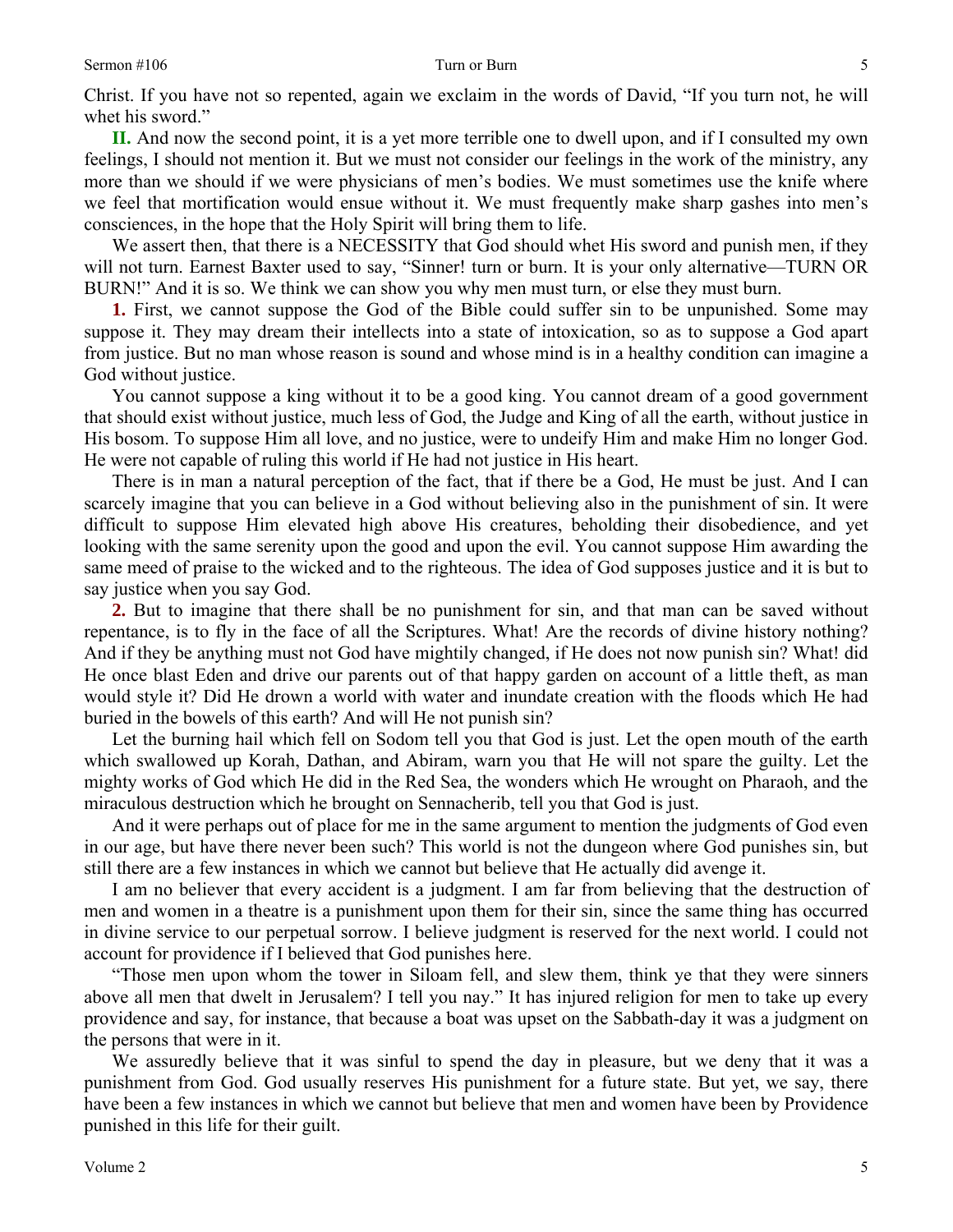Christ. If you have not so repented, again we exclaim in the words of David, "If you turn not, he will whet his sword."

**II.** And now the second point, it is a yet more terrible one to dwell upon, and if I consulted my own feelings, I should not mention it. But we must not consider our feelings in the work of the ministry, any more than we should if we were physicians of men's bodies. We must sometimes use the knife where we feel that mortification would ensue without it. We must frequently make sharp gashes into men's consciences, in the hope that the Holy Spirit will bring them to life.

We assert then, that there is a NECESSITY that God should whet His sword and punish men, if they will not turn. Earnest Baxter used to say, "Sinner! turn or burn. It is your only alternative—TURN OR BURN!" And it is so. We think we can show you why men must turn, or else they must burn.

**1.** First, we cannot suppose the God of the Bible could suffer sin to be unpunished. Some may suppose it. They may dream their intellects into a state of intoxication, so as to suppose a God apart from justice. But no man whose reason is sound and whose mind is in a healthy condition can imagine a God without justice.

You cannot suppose a king without it to be a good king. You cannot dream of a good government that should exist without justice, much less of God, the Judge and King of all the earth, without justice in His bosom. To suppose Him all love, and no justice, were to undeify Him and make Him no longer God. He were not capable of ruling this world if He had not justice in His heart.

There is in man a natural perception of the fact, that if there be a God, He must be just. And I can scarcely imagine that you can believe in a God without believing also in the punishment of sin. It were difficult to suppose Him elevated high above His creatures, beholding their disobedience, and yet looking with the same serenity upon the good and upon the evil. You cannot suppose Him awarding the same meed of praise to the wicked and to the righteous. The idea of God supposes justice and it is but to say justice when you say God.

**2.** But to imagine that there shall be no punishment for sin, and that man can be saved without repentance, is to fly in the face of all the Scriptures. What! Are the records of divine history nothing? And if they be anything must not God have mightily changed, if He does not now punish sin? What! did He once blast Eden and drive our parents out of that happy garden on account of a little theft, as man would style it? Did He drown a world with water and inundate creation with the floods which He had buried in the bowels of this earth? And will He not punish sin?

Let the burning hail which fell on Sodom tell you that God is just. Let the open mouth of the earth which swallowed up Korah, Dathan, and Abiram, warn you that He will not spare the guilty. Let the mighty works of God which He did in the Red Sea, the wonders which He wrought on Pharaoh, and the miraculous destruction which he brought on Sennacherib, tell you that God is just.

And it were perhaps out of place for me in the same argument to mention the judgments of God even in our age, but have there never been such? This world is not the dungeon where God punishes sin, but still there are a few instances in which we cannot but believe that He actually did avenge it.

I am no believer that every accident is a judgment. I am far from believing that the destruction of men and women in a theatre is a punishment upon them for their sin, since the same thing has occurred in divine service to our perpetual sorrow. I believe judgment is reserved for the next world. I could not account for providence if I believed that God punishes here.

"Those men upon whom the tower in Siloam fell, and slew them, think ye that they were sinners above all men that dwelt in Jerusalem? I tell you nay." It has injured religion for men to take up every providence and say, for instance, that because a boat was upset on the Sabbath-day it was a judgment on the persons that were in it.

We assuredly believe that it was sinful to spend the day in pleasure, but we deny that it was a punishment from God. God usually reserves His punishment for a future state. But yet, we say, there have been a few instances in which we cannot but believe that men and women have been by Providence punished in this life for their guilt.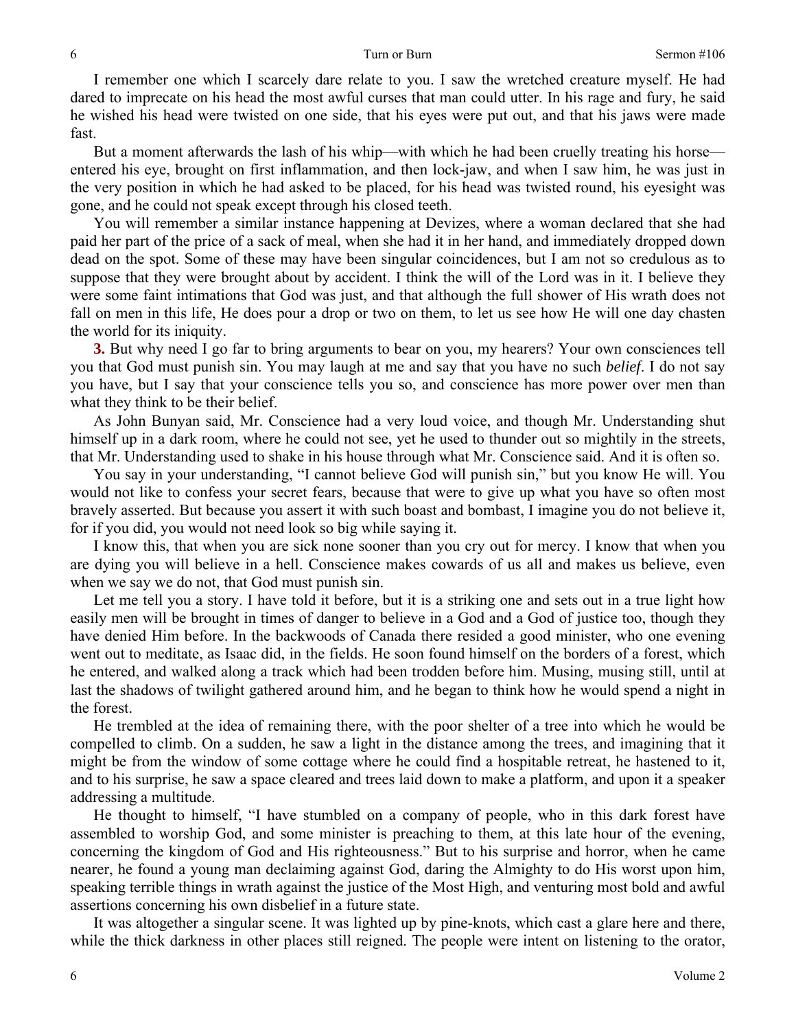I remember one which I scarcely dare relate to you. I saw the wretched creature myself. He had dared to imprecate on his head the most awful curses that man could utter. In his rage and fury, he said he wished his head were twisted on one side, that his eyes were put out, and that his jaws were made fast.

But a moment afterwards the lash of his whip—with which he had been cruelly treating his horse—entered his eye, brought on first inflammation, and then lock-jaw, and when I saw him, he was just in the very position in which he had asked to be placed, for his head was twisted round, his eyesight was gone, and he could not speak except through his closed teeth.

You will remember a similar instance happening at Devizes, where a woman declared that she had paid her part of the price of a sack of meal, when she had it in her hand, and immediately dropped down dead on the spot. Some of these may have been singular coincidences, but I am not so credulous as to suppose that they were brought about by accident. I think the will of the Lord was in it. I believe they were some faint intimations that God was just, and that although the full shower of His wrath does not fall on men in this life, He does pour a drop or two on them, to let us see how He will one day chasten the world for its iniquity.

**3.** But why need I go far to bring arguments to bear on you, my hearers? Your own consciences tell you that God must punish sin. You may laugh at me and say that you have no such *belief*. I do not say you have, but I say that your conscience tells you so, and conscience has more power over men than what they think to be their belief.

As John Bunyan said, Mr. Conscience had a very loud voice, and though Mr. Understanding shut himself up in a dark room, where he could not see, yet he used to thunder out so mightily in the streets, that Mr. Understanding used to shake in his house through what Mr. Conscience said. And it is often so.

You say in your understanding, "I cannot believe God will punish sin," but you know He will. You would not like to confess your secret fears, because that were to give up what you have so often most bravely asserted. But because you assert it with such boast and bombast, I imagine you do not believe it, for if you did, you would not need look so big while saying it.

I know this, that when you are sick none sooner than you cry out for mercy. I know that when you are dying you will believe in a hell. Conscience makes cowards of us all and makes us believe, even when we say we do not, that God must punish sin.

Let me tell you a story. I have told it before, but it is a striking one and sets out in a true light how easily men will be brought in times of danger to believe in a God and a God of justice too, though they have denied Him before. In the backwoods of Canada there resided a good minister, who one evening went out to meditate, as Isaac did, in the fields. He soon found himself on the borders of a forest, which he entered, and walked along a track which had been trodden before him. Musing, musing still, until at last the shadows of twilight gathered around him, and he began to think how he would spend a night in the forest.

He trembled at the idea of remaining there, with the poor shelter of a tree into which he would be compelled to climb. On a sudden, he saw a light in the distance among the trees, and imagining that it might be from the window of some cottage where he could find a hospitable retreat, he hastened to it, and to his surprise, he saw a space cleared and trees laid down to make a platform, and upon it a speaker addressing a multitude.

He thought to himself, "I have stumbled on a company of people, who in this dark forest have assembled to worship God, and some minister is preaching to them, at this late hour of the evening, concerning the kingdom of God and His righteousness." But to his surprise and horror, when he came nearer, he found a young man declaiming against God, daring the Almighty to do His worst upon him, speaking terrible things in wrath against the justice of the Most High, and venturing most bold and awful assertions concerning his own disbelief in a future state.

It was altogether a singular scene. It was lighted up by pine-knots, which cast a glare here and there, while the thick darkness in other places still reigned. The people were intent on listening to the orator,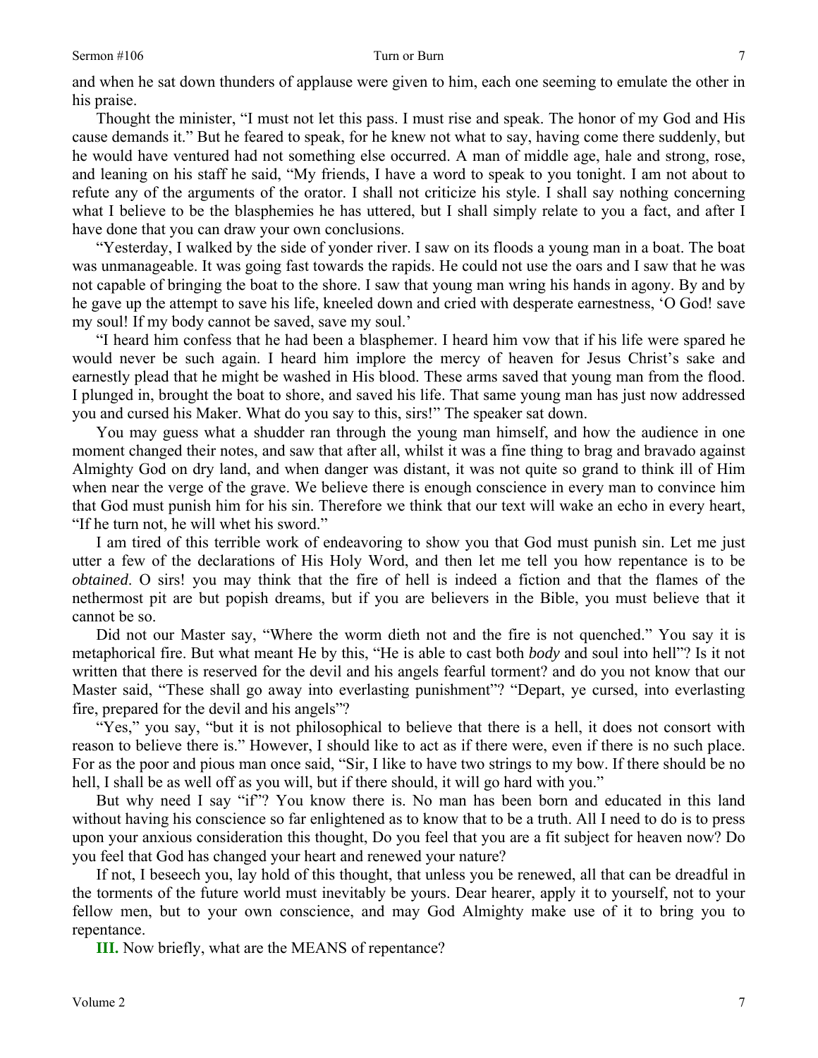and when he sat down thunders of applause were given to him, each one seeming to emulate the other in his praise.

Thought the minister, "I must not let this pass. I must rise and speak. The honor of my God and His cause demands it." But he feared to speak, for he knew not what to say, having come there suddenly, but he would have ventured had not something else occurred. A man of middle age, hale and strong, rose, and leaning on his staff he said, "My friends, I have a word to speak to you tonight. I am not about to refute any of the arguments of the orator. I shall not criticize his style. I shall say nothing concerning what I believe to be the blasphemies he has uttered, but I shall simply relate to you a fact, and after I have done that you can draw your own conclusions.

"Yesterday, I walked by the side of yonder river. I saw on its floods a young man in a boat. The boat was unmanageable. It was going fast towards the rapids. He could not use the oars and I saw that he was not capable of bringing the boat to the shore. I saw that young man wring his hands in agony. By and by he gave up the attempt to save his life, kneeled down and cried with desperate earnestness, 'O God! save my soul! If my body cannot be saved, save my soul.'

"I heard him confess that he had been a blasphemer. I heard him vow that if his life were spared he would never be such again. I heard him implore the mercy of heaven for Jesus Christ's sake and earnestly plead that he might be washed in His blood. These arms saved that young man from the flood. I plunged in, brought the boat to shore, and saved his life. That same young man has just now addressed you and cursed his Maker. What do you say to this, sirs!" The speaker sat down.

You may guess what a shudder ran through the young man himself, and how the audience in one moment changed their notes, and saw that after all, whilst it was a fine thing to brag and bravado against Almighty God on dry land, and when danger was distant, it was not quite so grand to think ill of Him when near the verge of the grave. We believe there is enough conscience in every man to convince him that God must punish him for his sin. Therefore we think that our text will wake an echo in every heart, "If he turn not, he will whet his sword."

I am tired of this terrible work of endeavoring to show you that God must punish sin. Let me just utter a few of the declarations of His Holy Word, and then let me tell you how repentance is to be *obtained*. O sirs! you may think that the fire of hell is indeed a fiction and that the flames of the nethermost pit are but popish dreams, but if you are believers in the Bible, you must believe that it cannot be so.

Did not our Master say, "Where the worm dieth not and the fire is not quenched." You say it is metaphorical fire. But what meant He by this, "He is able to cast both *body* and soul into hell"? Is it not written that there is reserved for the devil and his angels fearful torment? and do you not know that our Master said, "These shall go away into everlasting punishment"? "Depart, ye cursed, into everlasting fire, prepared for the devil and his angels"?

"Yes," you say, "but it is not philosophical to believe that there is a hell, it does not consort with reason to believe there is." However, I should like to act as if there were, even if there is no such place. For as the poor and pious man once said, "Sir, I like to have two strings to my bow. If there should be no hell, I shall be as well off as you will, but if there should, it will go hard with you."

But why need I say "if"? You know there is. No man has been born and educated in this land without having his conscience so far enlightened as to know that to be a truth. All I need to do is to press upon your anxious consideration this thought, Do you feel that you are a fit subject for heaven now? Do you feel that God has changed your heart and renewed your nature?

If not, I beseech you, lay hold of this thought, that unless you be renewed, all that can be dreadful in the torments of the future world must inevitably be yours. Dear hearer, apply it to yourself, not to your fellow men, but to your own conscience, and may God Almighty make use of it to bring you to repentance.

**III.** Now briefly, what are the MEANS of repentance?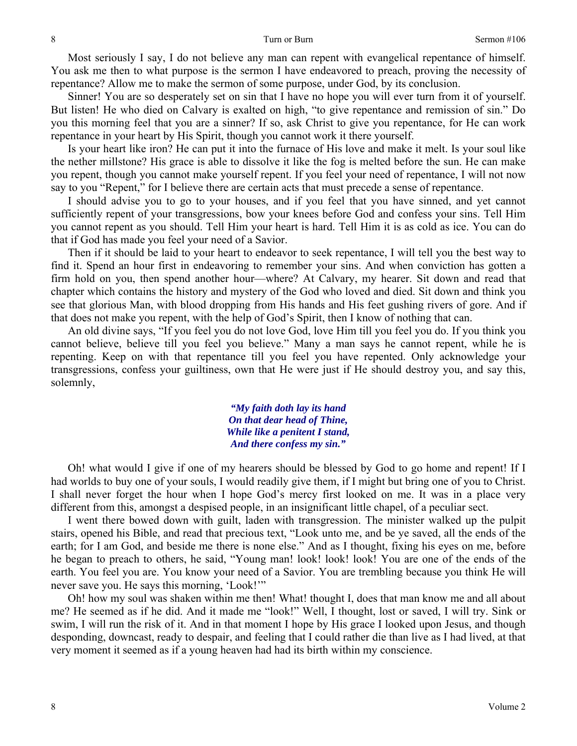Most seriously I say, I do not believe any man can repent with evangelical repentance of himself. You ask me then to what purpose is the sermon I have endeavored to preach, proving the necessity of repentance? Allow me to make the sermon of some purpose, under God, by its conclusion.

Sinner! You are so desperately set on sin that I have no hope you will ever turn from it of yourself. But listen! He who died on Calvary is exalted on high, "to give repentance and remission of sin." Do you this morning feel that you are a sinner? If so, ask Christ to give you repentance, for He can work repentance in your heart by His Spirit, though you cannot work it there yourself.

Is your heart like iron? He can put it into the furnace of His love and make it melt. Is your soul like the nether millstone? His grace is able to dissolve it like the fog is melted before the sun. He can make you repent, though you cannot make yourself repent. If you feel your need of repentance, I will not now say to you "Repent," for I believe there are certain acts that must precede a sense of repentance.

I should advise you to go to your houses, and if you feel that you have sinned, and yet cannot sufficiently repent of your transgressions, bow your knees before God and confess your sins. Tell Him you cannot repent as you should. Tell Him your heart is hard. Tell Him it is as cold as ice. You can do that if God has made you feel your need of a Savior.

Then if it should be laid to your heart to endeavor to seek repentance, I will tell you the best way to find it. Spend an hour first in endeavoring to remember your sins. And when conviction has gotten a firm hold on you, then spend another hour—where? At Calvary, my hearer. Sit down and read that chapter which contains the history and mystery of the God who loved and died. Sit down and think you see that glorious Man, with blood dropping from His hands and His feet gushing rivers of gore. And if that does not make you repent, with the help of God's Spirit, then I know of nothing that can.

An old divine says, "If you feel you do not love God, love Him till you feel you do. If you think you cannot believe, believe till you feel you believe." Many a man says he cannot repent, while he is repenting. Keep on with that repentance till you feel you have repented. Only acknowledge your transgressions, confess your guiltiness, own that He were just if He should destroy you, and say this, solemnly,

> ***"My faith doth lay its hand***
> ***On that dear head of Thine,***
> ***While like a penitent I stand,***
> ***And there confess my sin."***

Oh! what would I give if one of my hearers should be blessed by God to go home and repent! If I had worlds to buy one of your souls, I would readily give them, if I might but bring one of you to Christ. I shall never forget the hour when I hope God's mercy first looked on me. It was in a place very different from this, amongst a despised people, in an insignificant little chapel, of a peculiar sect.

I went there bowed down with guilt, laden with transgression. The minister walked up the pulpit stairs, opened his Bible, and read that precious text, "Look unto me, and be ye saved, all the ends of the earth; for I am God, and beside me there is none else." And as I thought, fixing his eyes on me, before he began to preach to others, he said, "Young man! look! look! look! You are one of the ends of the earth. You feel you are. You know your need of a Savior. You are trembling because you think He will never save you. He says this morning, 'Look!'"

Oh! how my soul was shaken within me then! What! thought I, does that man know me and all about me? He seemed as if he did. And it made me "look!" Well, I thought, lost or saved, I will try. Sink or swim, I will run the risk of it. And in that moment I hope by His grace I looked upon Jesus, and though desponding, downcast, ready to despair, and feeling that I could rather die than live as I had lived, at that very moment it seemed as if a young heaven had had its birth within my conscience.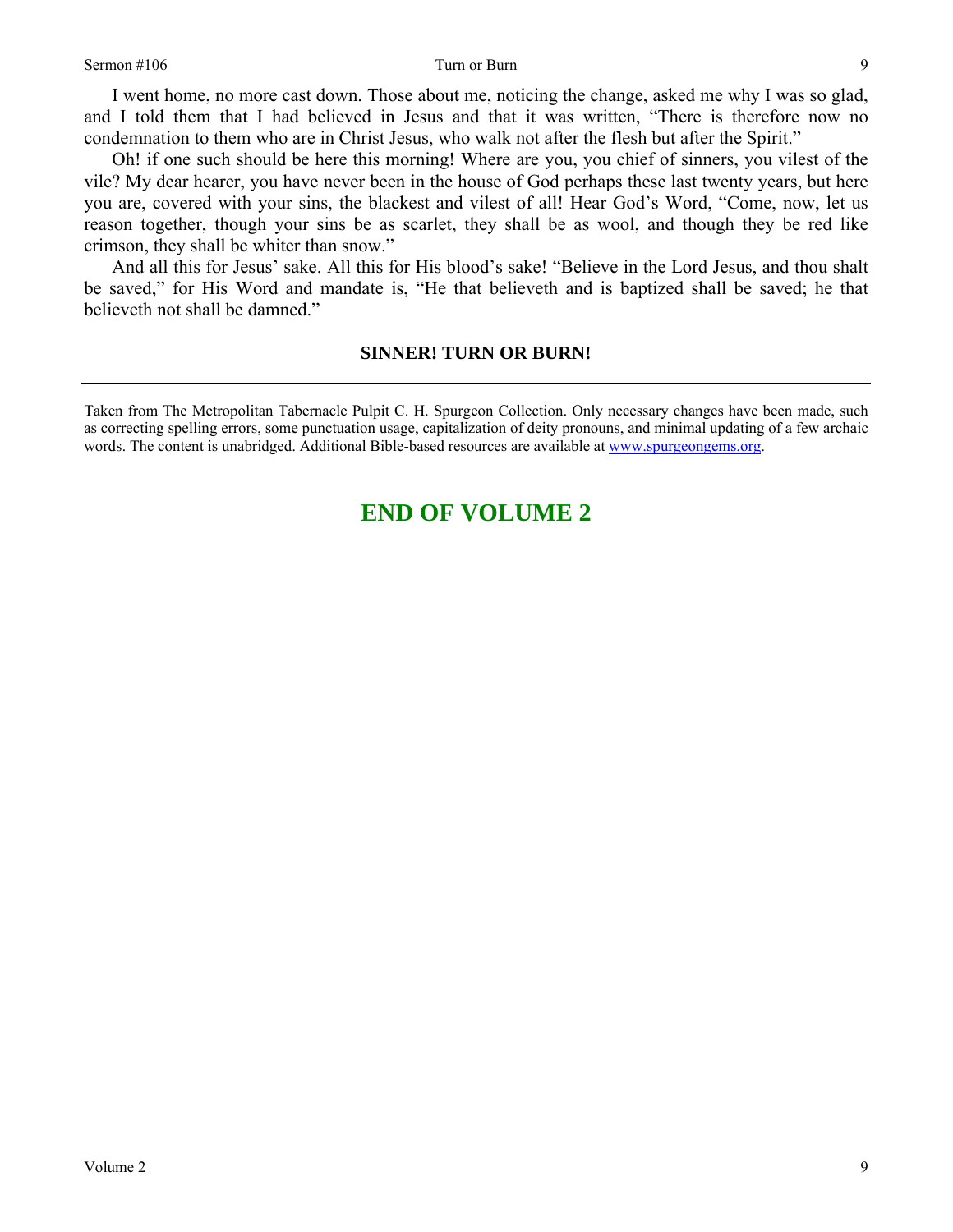I went home, no more cast down. Those about me, noticing the change, asked me why I was so glad, and I told them that I had believed in Jesus and that it was written, "There is therefore now no condemnation to them who are in Christ Jesus, who walk not after the flesh but after the Spirit."

Oh! if one such should be here this morning! Where are you, you chief of sinners, you vilest of the vile? My dear hearer, you have never been in the house of God perhaps these last twenty years, but here you are, covered with your sins, the blackest and vilest of all! Hear God's Word, "Come, now, let us reason together, though your sins be as scarlet, they shall be as wool, and though they be red like crimson, they shall be whiter than snow."

And all this for Jesus' sake. All this for His blood's sake! "Believe in the Lord Jesus, and thou shalt be saved," for His Word and mandate is, "He that believeth and is baptized shall be saved; he that believeth not shall be damned."

**SINNER! TURN OR BURN!**

---

Taken from The Metropolitan Tabernacle Pulpit C. H. Spurgeon Collection. Only necessary changes have been made, such as correcting spelling errors, some punctuation usage, capitalization of deity pronouns, and minimal updating of a few archaic words. The content is unabridged. Additional Bible-based resources are available at www.spurgeongems.org.

## END OF VOLUME 2